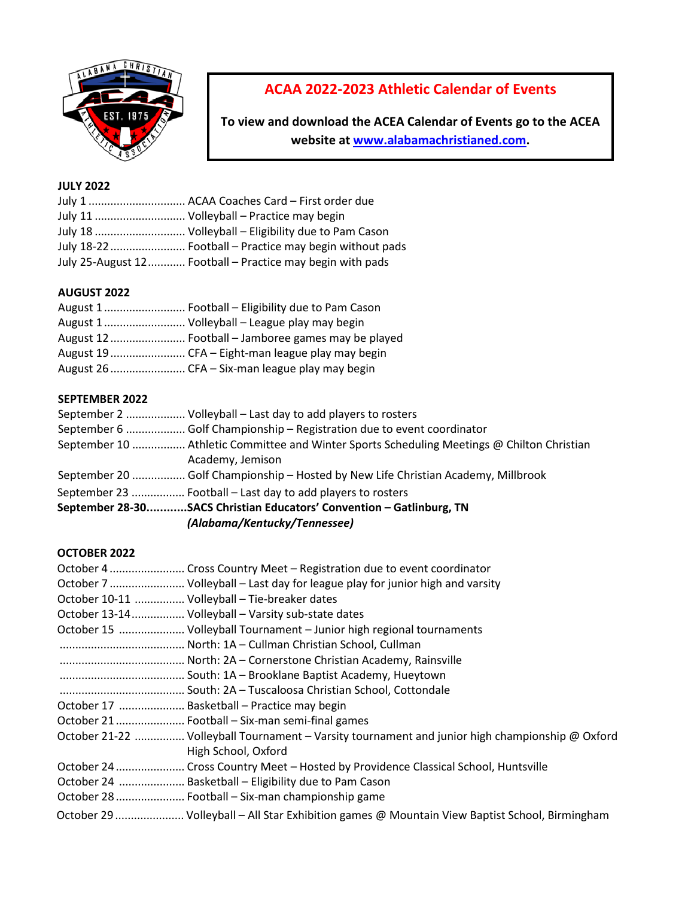# ACAA 2022-2023 Athletic Calendar of Events

**To view and download the ACEA Calendar of Events go to the ACEA website at [www.alabamachristianed.com](www.alabamachristianed.com).**

### JULY 2022

July 1 ............................... ACAA Coaches Card – First order due
July 11 ............................. Volleyball – Practice may begin
July 18 ............................. Volleyball – Eligibility due to Pam Cason
July 18-22 ........................ Football – Practice may begin without pads
July 25-August 12 ............ Football – Practice may begin with pads

### AUGUST 2022

August 1 .......................... Football – Eligibility due to Pam Cason
August 1 .......................... Volleyball – League play may begin
August 12 ........................ Football – Jamboree games may be played
August 19 ........................ CFA – Eight-man league play may begin
August 26 ........................ CFA – Six-man league play may begin

### SEPTEMBER 2022

September 2 ................... Volleyball – Last day to add players to rosters
September 6 ................... Golf Championship – Registration due to event coordinator
September 10 ................. Athletic Committee and Winter Sports Scheduling Meetings @ Chilton Christian Academy, Jemison
September 20 ................. Golf Championship – Hosted by New Life Christian Academy, Millbrook
September 23 ................. Football – Last day to add players to rosters
**September 28-30............SACS Christian Educators' Convention – Gatlinburg, TN**
***(Alabama/Kentucky/Tennessee)***

### OCTOBER 2022

October 4 ........................ Cross Country Meet – Registration due to event coordinator
October 7 ........................ Volleyball – Last day for league play for junior high and varsity
October 10-11 ................ Volleyball – Tie-breaker dates
October 13-14 ................. Volleyball – Varsity sub-state dates
October 15 ..................... Volleyball Tournament – Junior high regional tournaments
........................................ North: 1A – Cullman Christian School, Cullman
........................................ North: 2A – Cornerstone Christian Academy, Rainsville
........................................ South: 1A – Brooklane Baptist Academy, Hueytown
........................................ South: 2A – Tuscaloosa Christian School, Cottondale
October 17 ..................... Basketball – Practice may begin
October 21 ...................... Football – Six-man semi-final games
October 21-22 ................ Volleyball Tournament – Varsity tournament and junior high championship @ Oxford High School, Oxford
October 24 ...................... Cross Country Meet – Hosted by Providence Classical School, Huntsville
October 24 ..................... Basketball – Eligibility due to Pam Cason
October 28 ...................... Football – Six-man championship game
October 29 ...................... Volleyball – All Star Exhibition games @ Mountain View Baptist School, Birmingham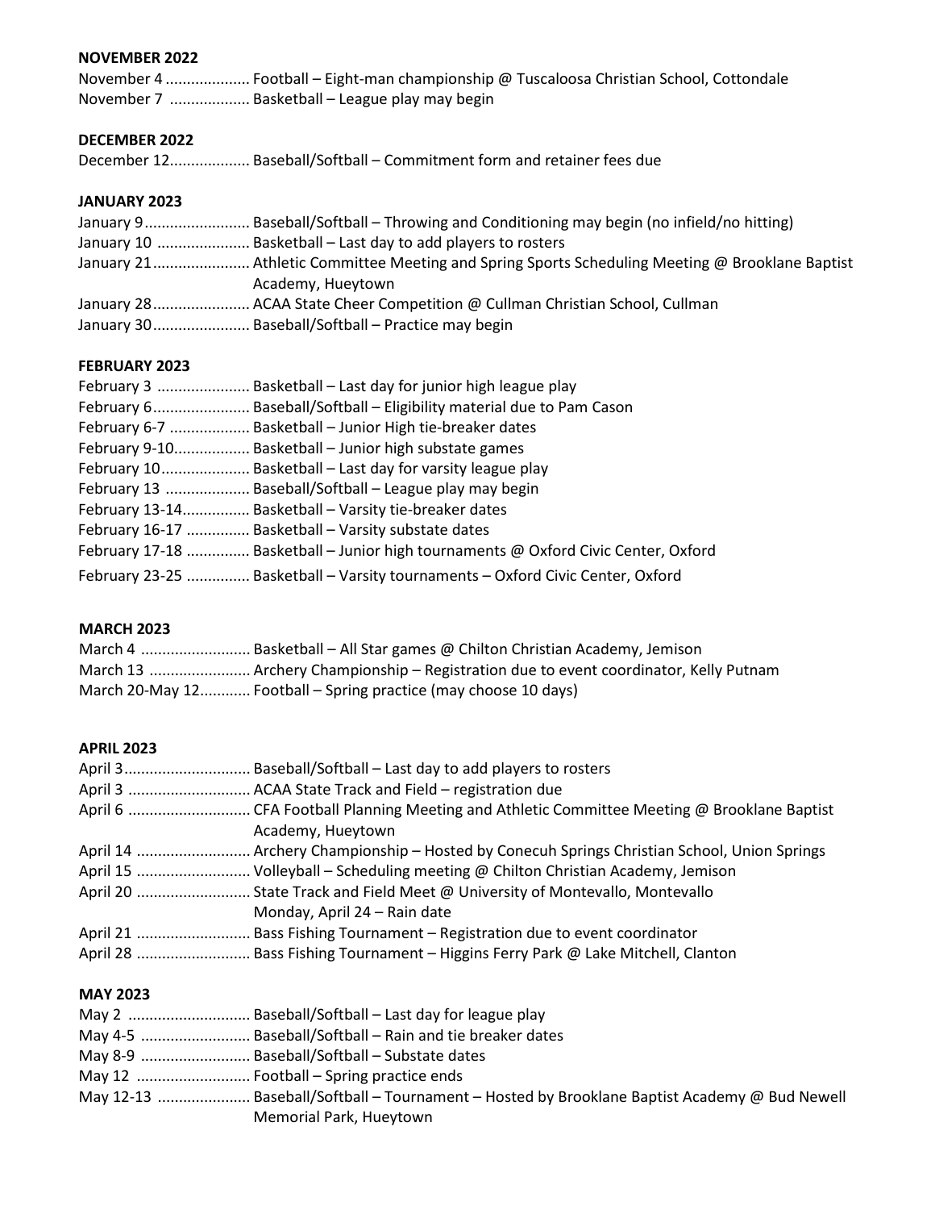**NOVEMBER 2022**

November 4 .................... Football – Eight-man championship @ Tuscaloosa Christian School, Cottondale
November 7 ................... Basketball – League play may begin

**DECEMBER 2022**

December 12................... Baseball/Softball – Commitment form and retainer fees due

**JANUARY 2023**

January 9......................... Baseball/Softball – Throwing and Conditioning may begin (no infield/no hitting)
January 10 ...................... Basketball – Last day to add players to rosters
January 21....................... Athletic Committee Meeting and Spring Sports Scheduling Meeting @ Brooklane Baptist Academy, Hueytown
January 28....................... ACAA State Cheer Competition @ Cullman Christian School, Cullman
January 30....................... Baseball/Softball – Practice may begin

**FEBRUARY 2023**

February 3 ...................... Basketball – Last day for junior high league play
February 6....................... Baseball/Softball – Eligibility material due to Pam Cason
February 6-7 ................... Basketball – Junior High tie-breaker dates
February 9-10.................. Basketball – Junior high substate games
February 10..................... Basketball – Last day for varsity league play
February 13 .................... Baseball/Softball – League play may begin
February 13-14................ Basketball – Varsity tie-breaker dates
February 16-17 ............... Basketball – Varsity substate dates
February 17-18 ............... Basketball – Junior high tournaments @ Oxford Civic Center, Oxford
February 23-25 ............... Basketball – Varsity tournaments – Oxford Civic Center, Oxford

**MARCH 2023**

March 4 .......................... Basketball – All Star games @ Chilton Christian Academy, Jemison
March 13 ........................ Archery Championship – Registration due to event coordinator, Kelly Putnam
March 20-May 12............ Football – Spring practice (may choose 10 days)

**APRIL 2023**

April 3............................. Baseball/Softball – Last day to add players to rosters
April 3 ............................ ACAA State Track and Field – registration due
April 6 ............................ CFA Football Planning Meeting and Athletic Committee Meeting @ Brooklane Baptist Academy, Hueytown
April 14 .......................... Archery Championship – Hosted by Conecuh Springs Christian School, Union Springs
April 15 .......................... Volleyball – Scheduling meeting @ Chilton Christian Academy, Jemison
April 20 .......................... State Track and Field Meet @ University of Montevallo, Montevallo
Monday, April 24 – Rain date
April 21 .......................... Bass Fishing Tournament – Registration due to event coordinator
April 28 .......................... Bass Fishing Tournament – Higgins Ferry Park @ Lake Mitchell, Clanton

**MAY 2023**

May 2 ............................ Baseball/Softball – Last day for league play
May 4-5 .......................... Baseball/Softball – Rain and tie breaker dates
May 8-9 .......................... Baseball/Softball – Substate dates
May 12 ........................... Football – Spring practice ends
May 12-13 ...................... Baseball/Softball – Tournament – Hosted by Brooklane Baptist Academy @ Bud Newell Memorial Park, Hueytown